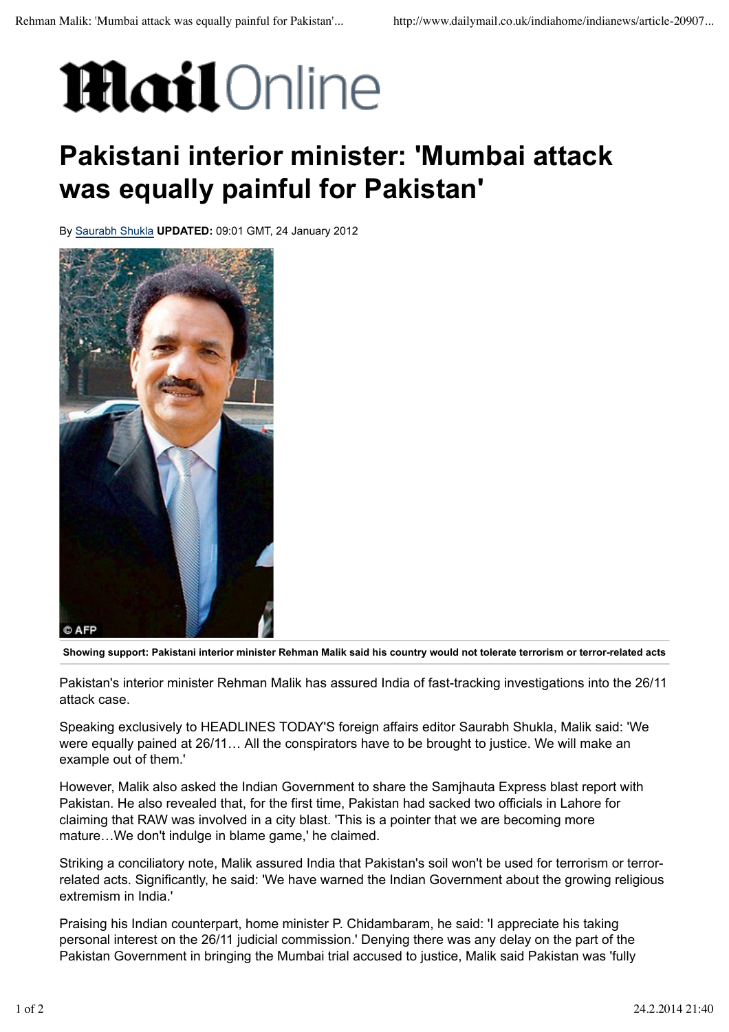Mail Online

# Pakistani interior minister: 'Mumbai attack was equally painful for Pakistan'

By Saurabh Shukla **UPDATED:** 09:01 GMT, 24 January 2012

**Showing support: Pakistani interior minister Rehman Malik said his country would not tolerate terrorism or terror-related acts**

Pakistan's interior minister Rehman Malik has assured India of fast-tracking investigations into the 26/11 attack case.

Speaking exclusively to HEADLINES TODAY'S foreign affairs editor Saurabh Shukla, Malik said: 'We were equally pained at 26/11… All the conspirators have to be brought to justice. We will make an example out of them.'

However, Malik also asked the Indian Government to share the Samjhauta Express blast report with Pakistan. He also revealed that, for the first time, Pakistan had sacked two officials in Lahore for claiming that RAW was involved in a city blast. 'This is a pointer that we are becoming more mature…We don't indulge in blame game,' he claimed.

Striking a conciliatory note, Malik assured India that Pakistan's soil won't be used for terrorism or terror-related acts. Significantly, he said: 'We have warned the Indian Government about the growing religious extremism in India.'

Praising his Indian counterpart, home minister P. Chidambaram, he said: 'I appreciate his taking personal interest on the 26/11 judicial commission.' Denying there was any delay on the part of the Pakistan Government in bringing the Mumbai trial accused to justice, Malik said Pakistan was 'fully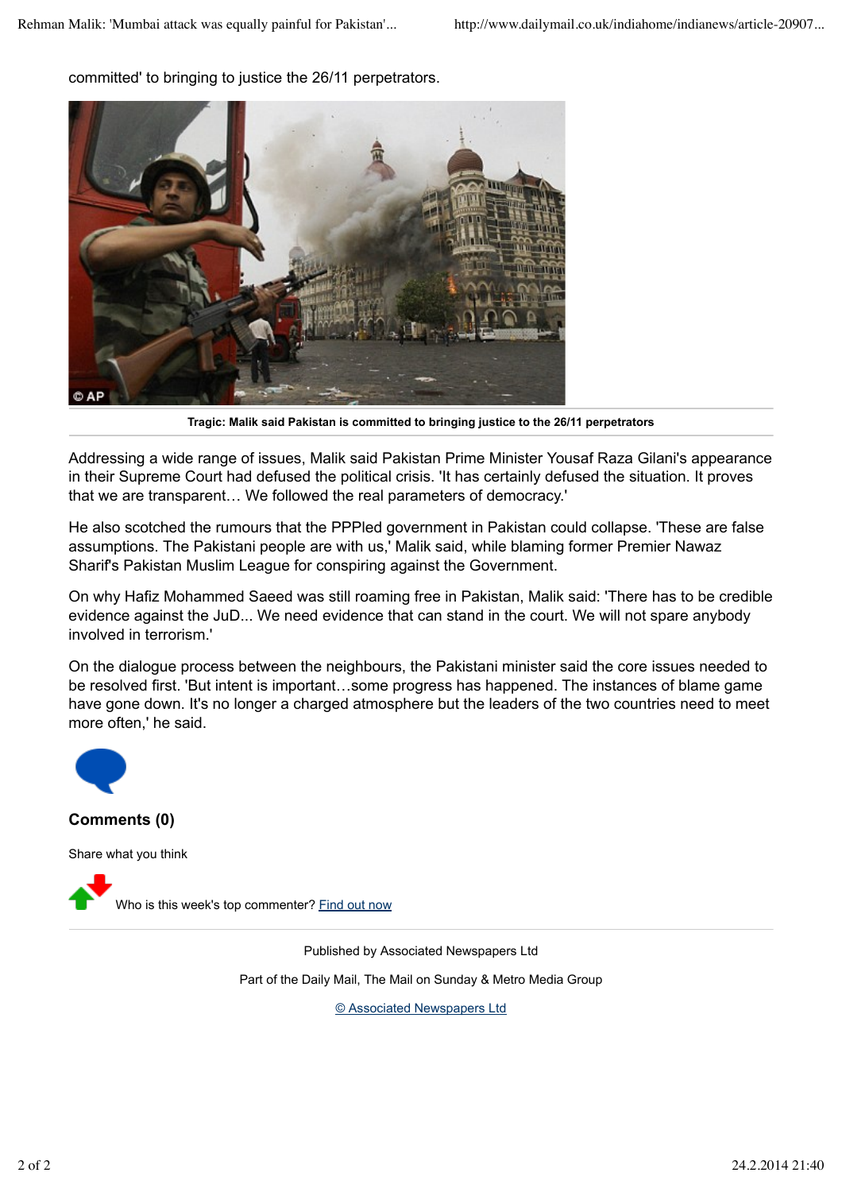committed' to bringing to justice the 26/11 perpetrators.

**Tragic: Malik said Pakistan is committed to bringing justice to the 26/11 perpetrators**

Addressing a wide range of issues, Malik said Pakistan Prime Minister Yousaf Raza Gilani's appearance in their Supreme Court had defused the political crisis. 'It has certainly defused the situation. It proves that we are transparent… We followed the real parameters of democracy.'

He also scotched the rumours that the PPPled government in Pakistan could collapse. 'These are false assumptions. The Pakistani people are with us,' Malik said, while blaming former Premier Nawaz Sharif's Pakistan Muslim League for conspiring against the Government.

On why Hafiz Mohammed Saeed was still roaming free in Pakistan, Malik said: 'There has to be credible evidence against the JuD... We need evidence that can stand in the court. We will not spare anybody involved in terrorism.'

On the dialogue process between the neighbours, the Pakistani minister said the core issues needed to be resolved first. 'But intent is important…some progress has happened. The instances of blame game have gone down. It's no longer a charged atmosphere but the leaders of the two countries need to meet more often,' he said.

**Comments (0)**

Share what you think

Who is this week's top commenter? Find out now

Published by Associated Newspapers Ltd

Part of the Daily Mail, The Mail on Sunday & Metro Media Group

© Associated Newspapers Ltd